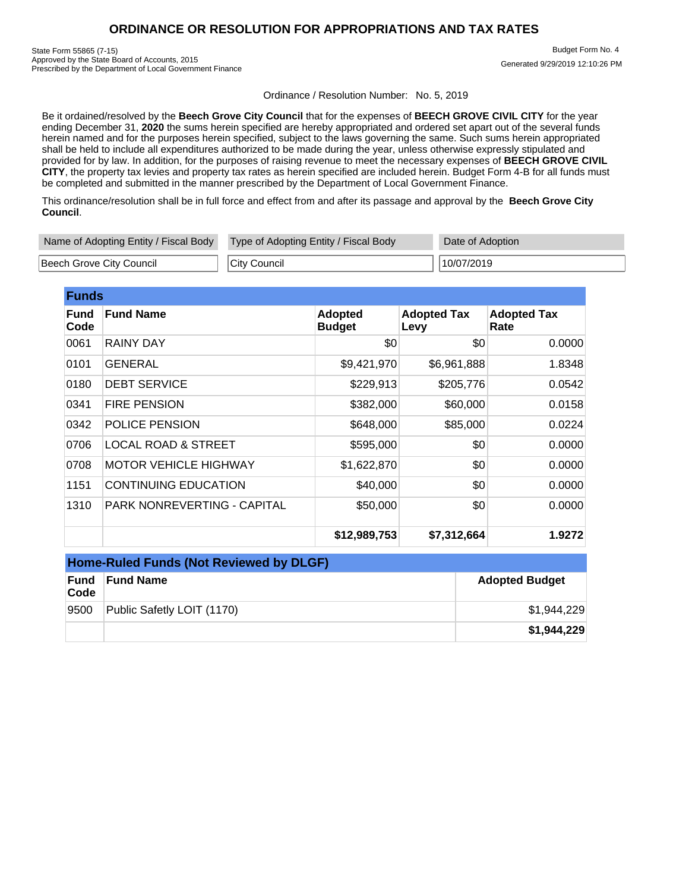# ORDINANCE OR RESOLUTION FOR APPROPRIATIONS AND TAX RATES

State Form 55865 (7-15)
Approved by the State Board of Accounts, 2015
Prescribed by the Department of Local Government Finance

Budget Form No. 4
Generated 9/29/2019 12:10:26 PM

Ordinance / Resolution Number: No. 5, 2019

Be it ordained/resolved by the **Beech Grove City Council** that for the expenses of **BEECH GROVE CIVIL CITY** for the year ending December 31, **2020** the sums herein specified are hereby appropriated and ordered set apart out of the several funds herein named and for the purposes herein specified, subject to the laws governing the same. Such sums herein appropriated shall be held to include all expenditures authorized to be made during the year, unless otherwise expressly stipulated and provided for by law. In addition, for the purposes of raising revenue to meet the necessary expenses of **BEECH GROVE CIVIL CITY**, the property tax levies and property tax rates as herein specified are included herein. Budget Form 4-B for all funds must be completed and submitted in the manner prescribed by the Department of Local Government Finance.

This ordinance/resolution shall be in full force and effect from and after its passage and approval by the **Beech Grove City Council**.

| Name of Adopting Entity / Fiscal Body | Type of Adopting Entity / Fiscal Body | Date of Adoption |
|---|---|---|
| Beech Grove City Council | City Council | 10/07/2019 |

## Funds

| Fund Code | Fund Name | Adopted Budget | Adopted Tax Levy | Adopted Tax Rate |
|---|---|---|---|---|
| 0061 | RAINY DAY | $0 | $0 | 0.0000 |
| 0101 | GENERAL | $9,421,970 | $6,961,888 | 1.8348 |
| 0180 | DEBT SERVICE | $229,913 | $205,776 | 0.0542 |
| 0341 | FIRE PENSION | $382,000 | $60,000 | 0.0158 |
| 0342 | POLICE PENSION | $648,000 | $85,000 | 0.0224 |
| 0706 | LOCAL ROAD & STREET | $595,000 | $0 | 0.0000 |
| 0708 | MOTOR VEHICLE HIGHWAY | $1,622,870 | $0 | 0.0000 |
| 1151 | CONTINUING EDUCATION | $40,000 | $0 | 0.0000 |
| 1310 | PARK NONREVERTING - CAPITAL | $50,000 | $0 | 0.0000 |
| | | **$12,989,753** | **$7,312,664** | **1.9272** |

## Home-Ruled Funds (Not Reviewed by DLGF)

| Fund Code | Fund Name | Adopted Budget |
|---|---|---|
| 9500 | Public Safelty LOIT (1170) | $1,944,229 |
| | | **$1,944,229** |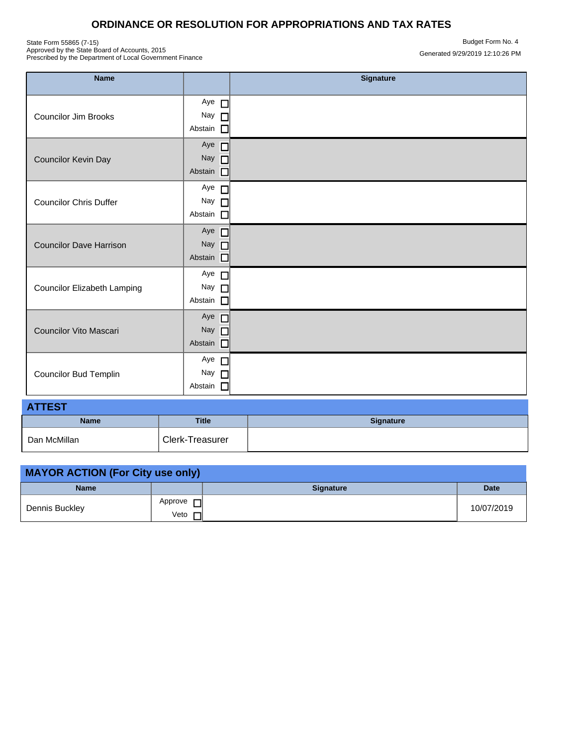# ORDINANCE OR RESOLUTION FOR APPROPRIATIONS AND TAX RATES

State Form 55865 (7-15)
Approved by the State Board of Accounts, 2015
Prescribed by the Department of Local Government Finance

Budget Form No. 4
Generated 9/29/2019 12:10:26 PM

| Name | | Signature |
|---|---|---|
| Councilor Jim Brooks | Aye ☐ Nay ☐ Abstain ☐ | |
| Councilor Kevin Day | Aye ☐ Nay ☐ Abstain ☐ | |
| Councilor Chris Duffer | Aye ☐ Nay ☐ Abstain ☐ | |
| Councilor Dave Harrison | Aye ☐ Nay ☐ Abstain ☐ | |
| Councilor Elizabeth Lamping | Aye ☐ Nay ☐ Abstain ☐ | |
| Councilor Vito Mascari | Aye ☐ Nay ☐ Abstain ☐ | |
| Councilor Bud Templin | Aye ☐ Nay ☐ Abstain ☐ | |

## ATTEST

| Name | Title | Signature |
|---|---|---|
| Dan McMillan | Clerk-Treasurer | |

## MAYOR ACTION (For City use only)

| Name | | Signature | Date |
|---|---|---|---|
| Dennis Buckley | Approve ☐ Veto ☐ | | 10/07/2019 |